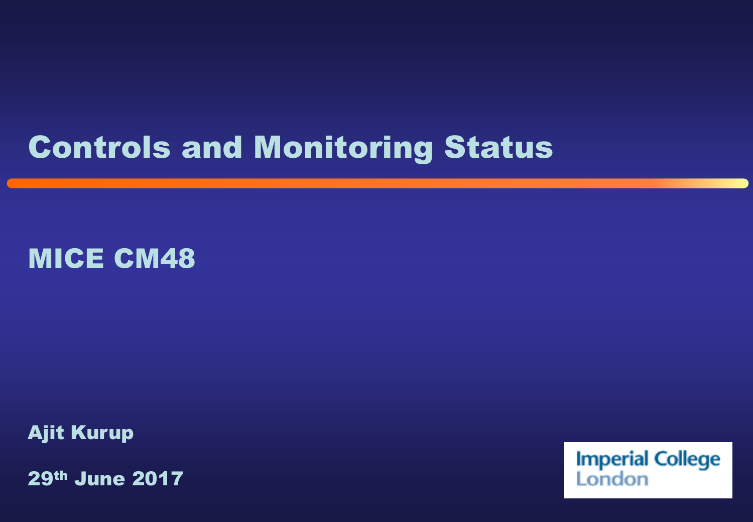# Controls and Monitoring Status

## MICE CM48

**Ajit Kurup**

**29th June 2017**

Imperial College London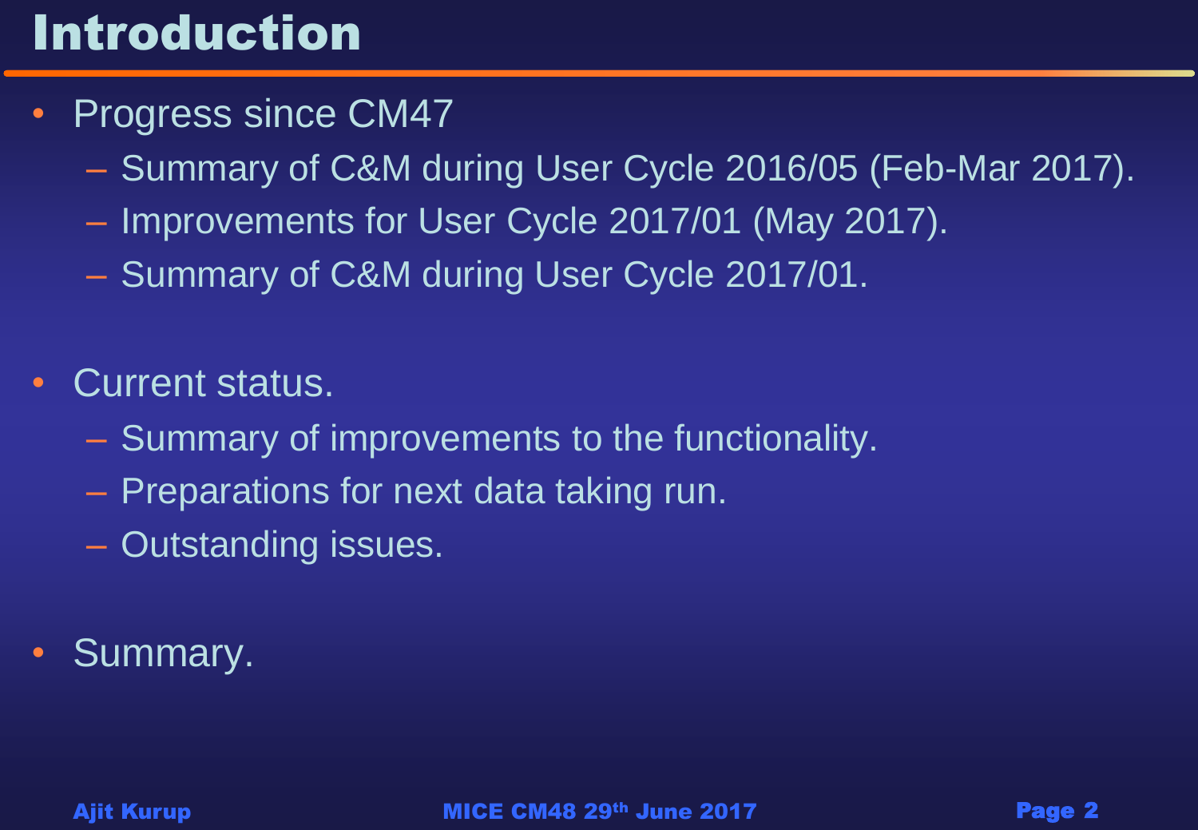# Introduction

- Progress since CM47
  - Summary of C&M during User Cycle 2016/05 (Feb-Mar 2017).
  - Improvements for User Cycle 2017/01 (May 2017).
  - Summary of C&M during User Cycle 2017/01.
- Current status.
  - Summary of improvements to the functionality.
  - Preparations for next data taking run.
  - Outstanding issues.
- Summary.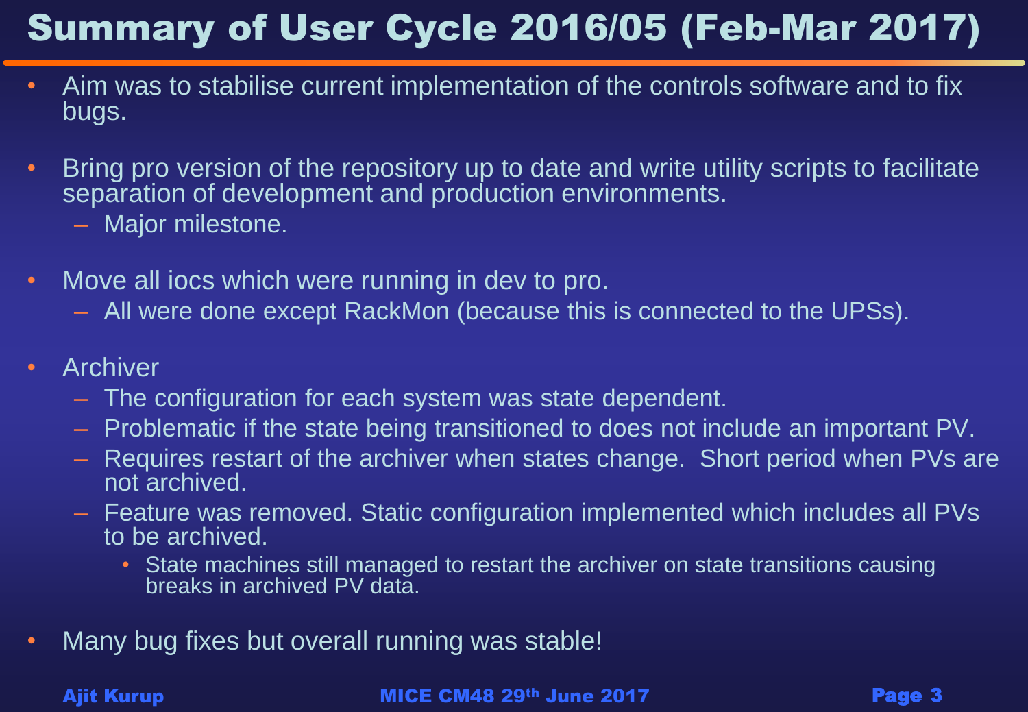# Summary of User Cycle 2016/05 (Feb-Mar 2017)

- Aim was to stabilise current implementation of the controls software and to fix bugs.
- Bring pro version of the repository up to date and write utility scripts to facilitate separation of development and production environments.
  - Major milestone.
- Move all iocs which were running in dev to pro.
  - All were done except RackMon (because this is connected to the UPSs).
- Archiver
  - The configuration for each system was state dependent.
  - Problematic if the state being transitioned to does not include an important PV.
  - Requires restart of the archiver when states change. Short period when PVs are not archived.
  - Feature was removed. Static configuration implemented which includes all PVs to be archived.
    - State machines still managed to restart the archiver on state transitions causing breaks in archived PV data.
- Many bug fixes but overall running was stable!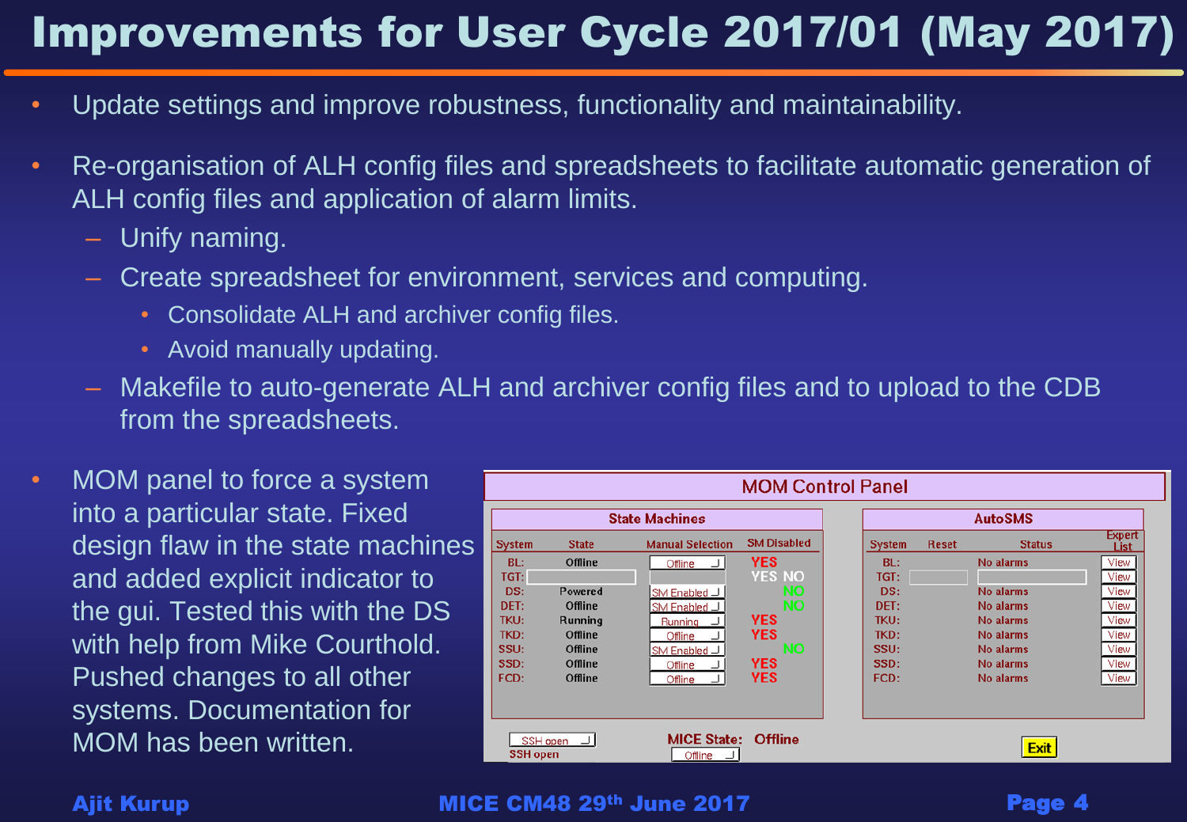# Improvements for User Cycle 2017/01 (May 2017)

- Update settings and improve robustness, functionality and maintainability.
- Re-organisation of ALH config files and spreadsheets to facilitate automatic generation of ALH config files and application of alarm limits.
  - Unify naming.
  - Create spreadsheet for environment, services and computing.
    - Consolidate ALH and archiver config files.
    - Avoid manually updating.
  - Makefile to auto-generate ALH and archiver config files and to upload to the CDB from the spreadsheets.
- MOM panel to force a system into a particular state. Fixed design flaw in the state machines and added explicit indicator to the gui. Tested this with the DS with help from Mike Courthold. Pushed changes to all other systems. Documentation for MOM has been written.

**MOM Control Panel**

**State Machines**

| System | State | Manual Selection | SM Disabled |
|---|---|---|---|
| BL: | Offline | Offline | YES |
| TGT: | | | YES NO |
| DS: | Powered | SM Enabled | NO |
| DET: | Offline | SM Enabled | NO |
| TKU: | Running | Running | YES |
| TKD: | Offline | Offline | YES |
| SSU: | Offline | SM Enabled | NO |
| SSD: | Offline | Offline | YES |
| FCD: | Offline | Offline | YES |

**AutoSMS**

| System | Reset | Status | Expert List |
|---|---|---|---|
| BL: | | No alarms | View |
| TGT: | | | View |
| DS: | | No alarms | View |
| DET: | | No alarms | View |
| TKU: | | No alarms | View |
| TKD: | | No alarms | View |
| SSU: | | No alarms | View |
| SSD: | | No alarms | View |
| FCD: | | No alarms | View |

SSH open
SSH open

MICE State: Offline
Offline

Exit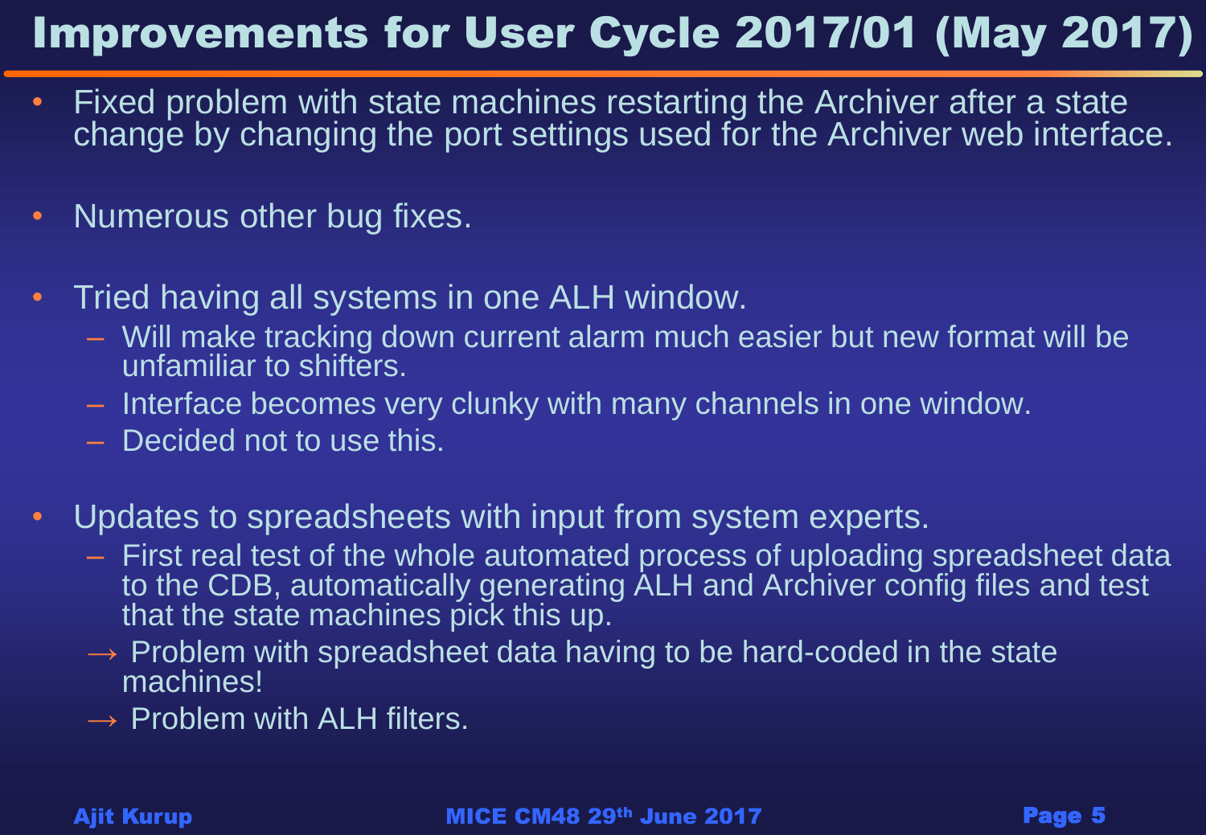# Improvements for User Cycle 2017/01 (May 2017)

- Fixed problem with state machines restarting the Archiver after a state change by changing the port settings used for the Archiver web interface.

- Numerous other bug fixes.

- Tried having all systems in one ALH window.
  - Will make tracking down current alarm much easier but new format will be unfamiliar to shifters.
  - Interface becomes very clunky with many channels in one window.
  - Decided not to use this.

- Updates to spreadsheets with input from system experts.
  - First real test of the whole automated process of uploading spreadsheet data to the CDB, automatically generating ALH and Archiver config files and test that the state machines pick this up.
  - → Problem with spreadsheet data having to be hard-coded in the state machines!
  - → Problem with ALH filters.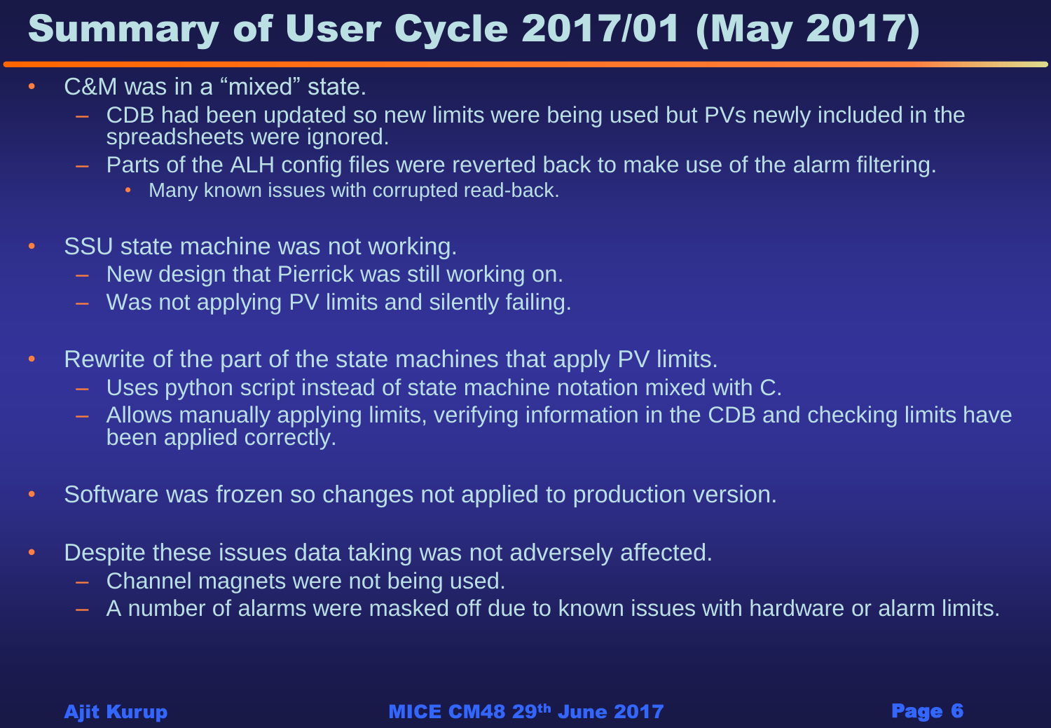# Summary of User Cycle 2017/01 (May 2017)

- C&M was in a "mixed" state.
  - CDB had been updated so new limits were being used but PVs newly included in the spreadsheets were ignored.
  - Parts of the ALH config files were reverted back to make use of the alarm filtering.
    - Many known issues with corrupted read-back.
- SSU state machine was not working.
  - New design that Pierrick was still working on.
  - Was not applying PV limits and silently failing.
- Rewrite of the part of the state machines that apply PV limits.
  - Uses python script instead of state machine notation mixed with C.
  - Allows manually applying limits, verifying information in the CDB and checking limits have been applied correctly.
- Software was frozen so changes not applied to production version.
- Despite these issues data taking was not adversely affected.
  - Channel magnets were not being used.
  - A number of alarms were masked off due to known issues with hardware or alarm limits.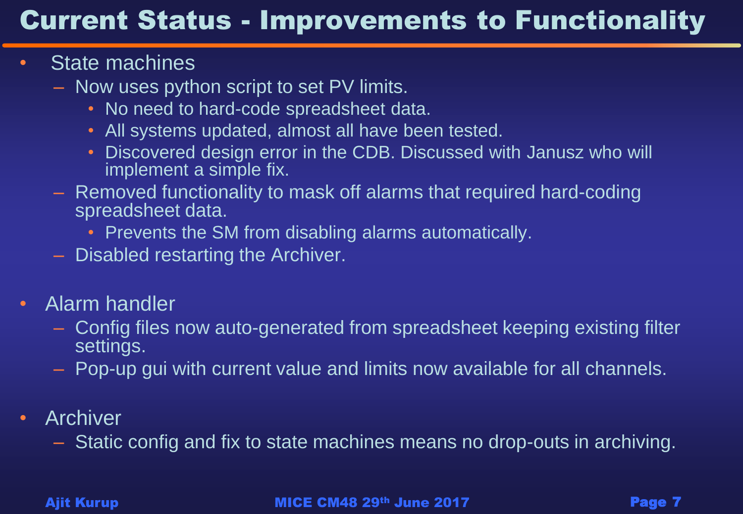# Current Status - Improvements to Functionality

- State machines
  - Now uses python script to set PV limits.
    - No need to hard-code spreadsheet data.
    - All systems updated, almost all have been tested.
    - Discovered design error in the CDB. Discussed with Janusz who will implement a simple fix.
  - Removed functionality to mask off alarms that required hard-coding spreadsheet data.
    - Prevents the SM from disabling alarms automatically.
  - Disabled restarting the Archiver.

- Alarm handler
  - Config files now auto-generated from spreadsheet keeping existing filter settings.
  - Pop-up gui with current value and limits now available for all channels.

- Archiver
  - Static config and fix to state machines means no drop-outs in archiving.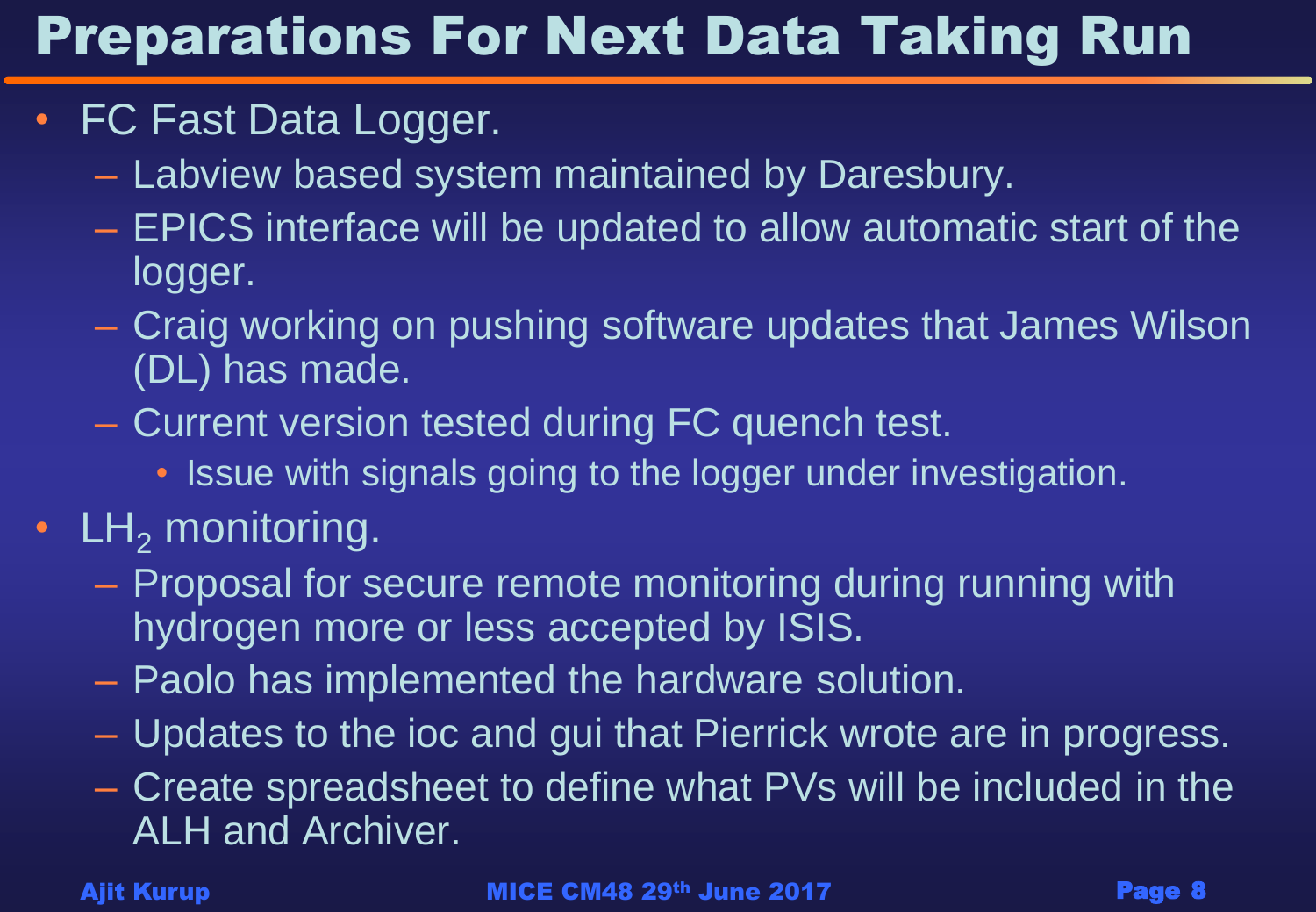# Preparations For Next Data Taking Run

- FC Fast Data Logger.
  - Labview based system maintained by Daresbury.
  - EPICS interface will be updated to allow automatic start of the logger.
  - Craig working on pushing software updates that James Wilson (DL) has made.
  - Current version tested during FC quench test.
    - Issue with signals going to the logger under investigation.
- $LH_2$ monitoring.
  - Proposal for secure remote monitoring during running with hydrogen more or less accepted by ISIS.
  - Paolo has implemented the hardware solution.
  - Updates to the ioc and gui that Pierrick wrote are in progress.
  - Create spreadsheet to define what PVs will be included in the ALH and Archiver.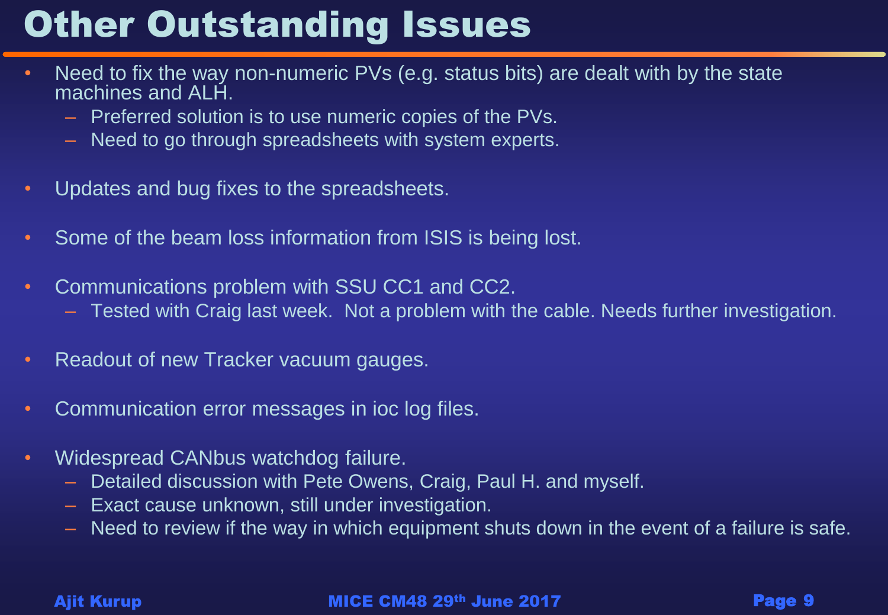# Other Outstanding Issues

- Need to fix the way non-numeric PVs (e.g. status bits) are dealt with by the state machines and ALH.
  - Preferred solution is to use numeric copies of the PVs.
  - Need to go through spreadsheets with system experts.
- Updates and bug fixes to the spreadsheets.
- Some of the beam loss information from ISIS is being lost.
- Communications problem with SSU CC1 and CC2.
  - Tested with Craig last week. Not a problem with the cable. Needs further investigation.
- Readout of new Tracker vacuum gauges.
- Communication error messages in ioc log files.
- Widespread CANbus watchdog failure.
  - Detailed discussion with Pete Owens, Craig, Paul H. and myself.
  - Exact cause unknown, still under investigation.
  - Need to review if the way in which equipment shuts down in the event of a failure is safe.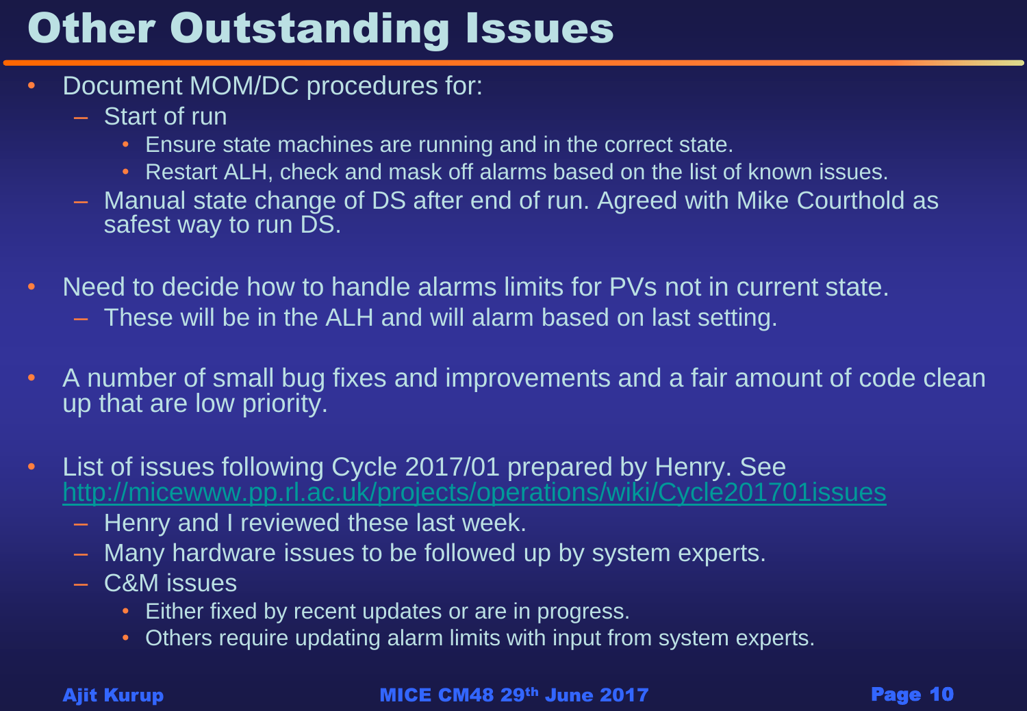# Other Outstanding Issues

- Document MOM/DC procedures for:
  - Start of run
    - Ensure state machines are running and in the correct state.
    - Restart ALH, check and mask off alarms based on the list of known issues.
  - Manual state change of DS after end of run. Agreed with Mike Courthold as safest way to run DS.

- Need to decide how to handle alarms limits for PVs not in current state.
  - These will be in the ALH and will alarm based on last setting.

- A number of small bug fixes and improvements and a fair amount of code clean up that are low priority.

- List of issues following Cycle 2017/01 prepared by Henry. See http://micewww.pp.rl.ac.uk/projects/operations/wiki/Cycle201701issues
  - Henry and I reviewed these last week.
  - Many hardware issues to be followed up by system experts.
  - C&M issues
    - Either fixed by recent updates or are in progress.
    - Others require updating alarm limits with input from system experts.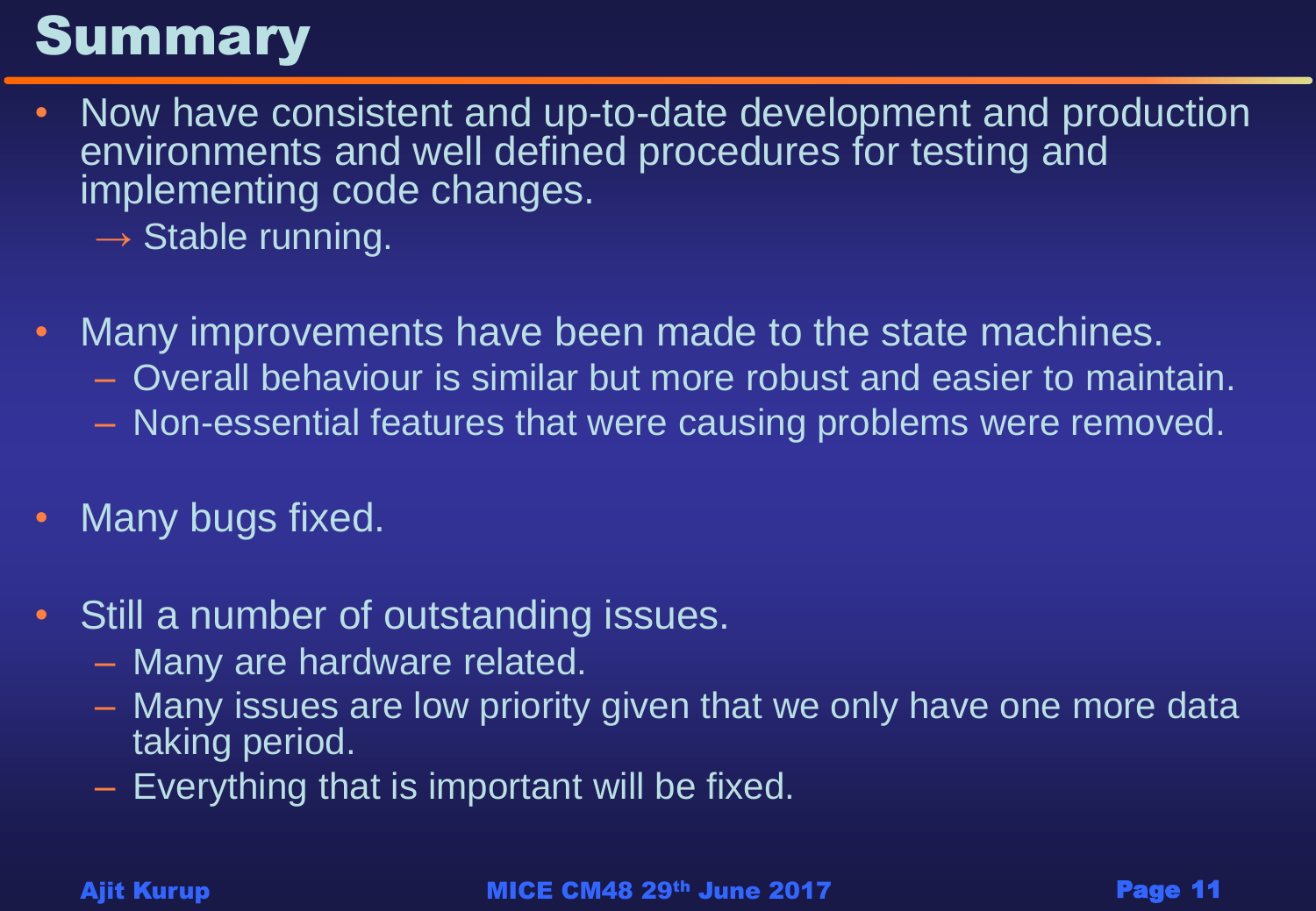# Summary

- Now have consistent and up-to-date development and production environments and well defined procedures for testing and implementing code changes.
  - $\rightarrow$ Stable running.

- Many improvements have been made to the state machines.
  - Overall behaviour is similar but more robust and easier to maintain.
  - Non-essential features that were causing problems were removed.

- Many bugs fixed.

- Still a number of outstanding issues.
  - Many are hardware related.
  - Many issues are low priority given that we only have one more data taking period.
  - Everything that is important will be fixed.